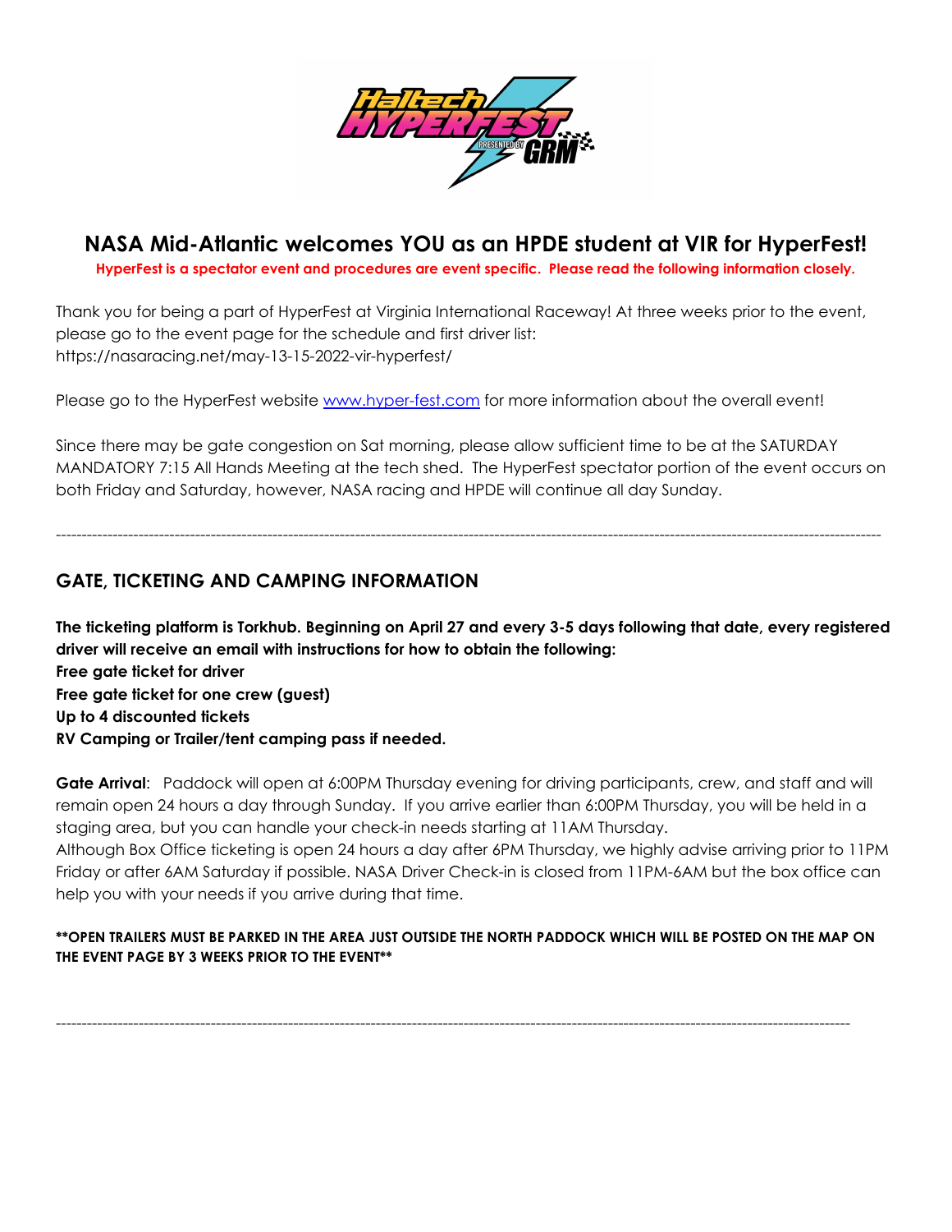# NASA Mid-Atlantic welcomes YOU as an HPDE student at VIR for HyperFest!

**HyperFest is a spectator event and procedures are event specific. Please read the following information closely.**

Thank you for being a part of HyperFest at Virginia International Raceway! At three weeks prior to the event, please go to the event page for the schedule and first driver list: https://nasaracing.net/may-13-15-2022-vir-hyperfest/

Please go to the HyperFest website [www.hyper-fest.com](http://www.hyper-fest.com) for more information about the overall event!

Since there may be gate congestion on Sat morning, please allow sufficient time to be at the SATURDAY MANDATORY 7:15 All Hands Meeting at the tech shed. The HyperFest spectator portion of the event occurs on both Friday and Saturday, however, NASA racing and HPDE will continue all day Sunday.

---

## GATE, TICKETING AND CAMPING INFORMATION

**The ticketing platform is Torkhub. Beginning on April 27 and every 3-5 days following that date, every registered driver will receive an email with instructions for how to obtain the following:**
**Free gate ticket for driver**
**Free gate ticket for one crew (guest)**
**Up to 4 discounted tickets**
**RV Camping or Trailer/tent camping pass if needed.**

**Gate Arrival**: Paddock will open at 6:00PM Thursday evening for driving participants, crew, and staff and will remain open 24 hours a day through Sunday. If you arrive earlier than 6:00PM Thursday, you will be held in a staging area, but you can handle your check-in needs starting at 11AM Thursday.
Although Box Office ticketing is open 24 hours a day after 6PM Thursday, we highly advise arriving prior to 11PM Friday or after 6AM Saturday if possible. NASA Driver Check-in is closed from 11PM-6AM but the box office can help you with your needs if you arrive during that time.

**\*\*OPEN TRAILERS MUST BE PARKED IN THE AREA JUST OUTSIDE THE NORTH PADDOCK WHICH WILL BE POSTED ON THE MAP ON THE EVENT PAGE BY 3 WEEKS PRIOR TO THE EVENT\*\***

---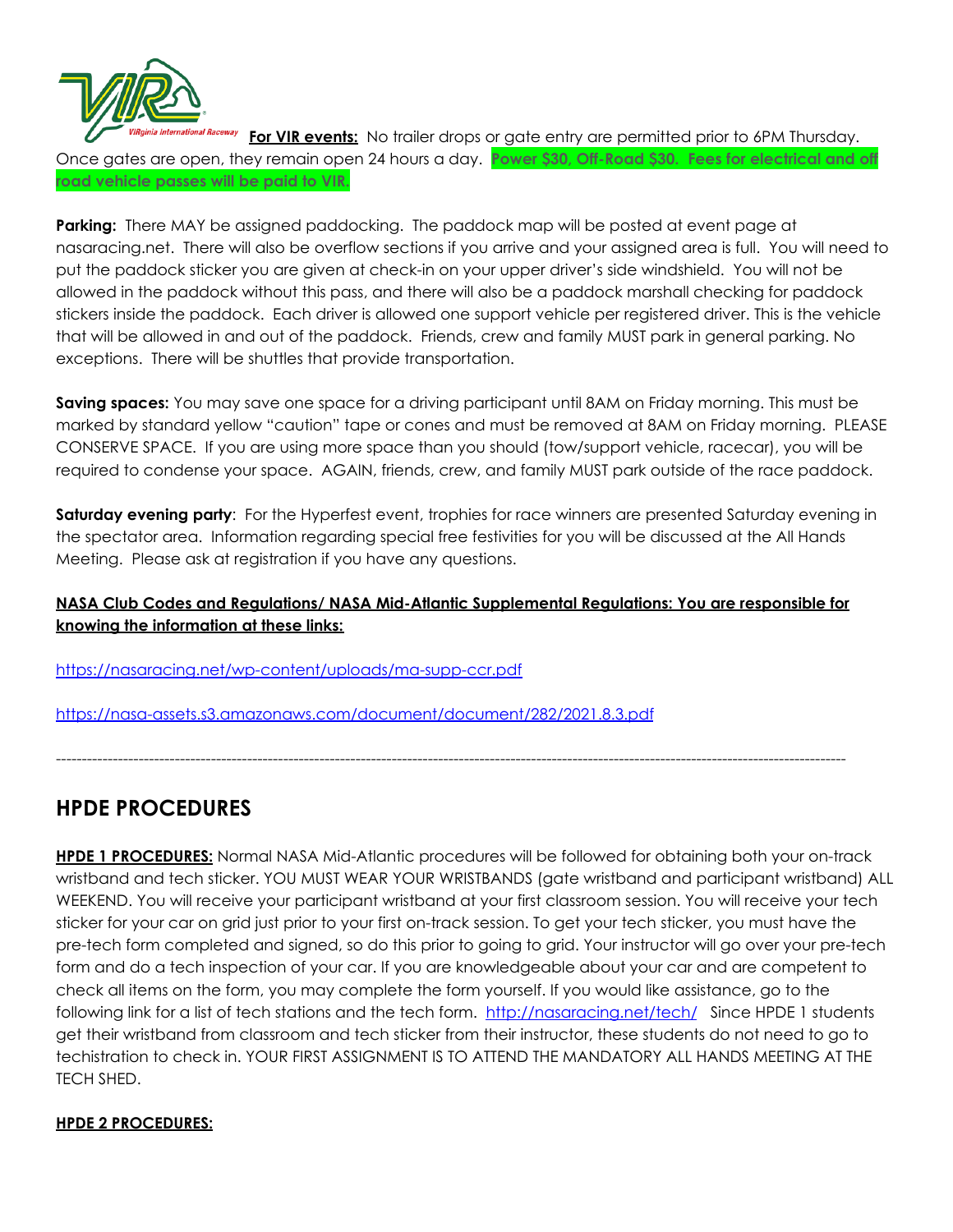**For VIR events:** No trailer drops or gate entry are permitted prior to 6PM Thursday. Once gates are open, they remain open 24 hours a day. **Power $30, Off-Road $30. Fees for electrical and off road vehicle passes will be paid to VIR.**

**Parking:** There MAY be assigned paddocking. The paddock map will be posted at event page at nasaracing.net. There will also be overflow sections if you arrive and your assigned area is full. You will need to put the paddock sticker you are given at check-in on your upper driver's side windshield. You will not be allowed in the paddock without this pass, and there will also be a paddock marshall checking for paddock stickers inside the paddock. Each driver is allowed one support vehicle per registered driver. This is the vehicle that will be allowed in and out of the paddock. Friends, crew and family MUST park in general parking. No exceptions. There will be shuttles that provide transportation.

**Saving spaces:** You may save one space for a driving participant until 8AM on Friday morning. This must be marked by standard yellow "caution" tape or cones and must be removed at 8AM on Friday morning. PLEASE CONSERVE SPACE. If you are using more space than you should (tow/support vehicle, racecar), you will be required to condense your space. AGAIN, friends, crew, and family MUST park outside of the race paddock.

**Saturday evening party**: For the Hyperfest event, trophies for race winners are presented Saturday evening in the spectator area. Information regarding special free festivities for you will be discussed at the All Hands Meeting. Please ask at registration if you have any questions.

**NASA Club Codes and Regulations/ NASA Mid-Atlantic Supplemental Regulations: You are responsible for knowing the information at these links:**

https://nasaracing.net/wp-content/uploads/ma-supp-ccr.pdf

https://nasa-assets.s3.amazonaws.com/document/document/282/2021.8.3.pdf

---

## HPDE PROCEDURES

**HPDE 1 PROCEDURES:** Normal NASA Mid-Atlantic procedures will be followed for obtaining both your on-track wristband and tech sticker. YOU MUST WEAR YOUR WRISTBANDS (gate wristband and participant wristband) ALL WEEKEND. You will receive your participant wristband at your first classroom session. You will receive your tech sticker for your car on grid just prior to your first on-track session. To get your tech sticker, you must have the pre-tech form completed and signed, so do this prior to going to grid. Your instructor will go over your pre-tech form and do a tech inspection of your car. If you are knowledgeable about your car and are competent to check all items on the form, you may complete the form yourself. If you would like assistance, go to the following link for a list of tech stations and the tech form. http://nasaracing.net/tech/ Since HPDE 1 students get their wristband from classroom and tech sticker from their instructor, these students do not need to go to techistration to check in. YOUR FIRST ASSIGNMENT IS TO ATTEND THE MANDATORY ALL HANDS MEETING AT THE TECH SHED.

**HPDE 2 PROCEDURES:**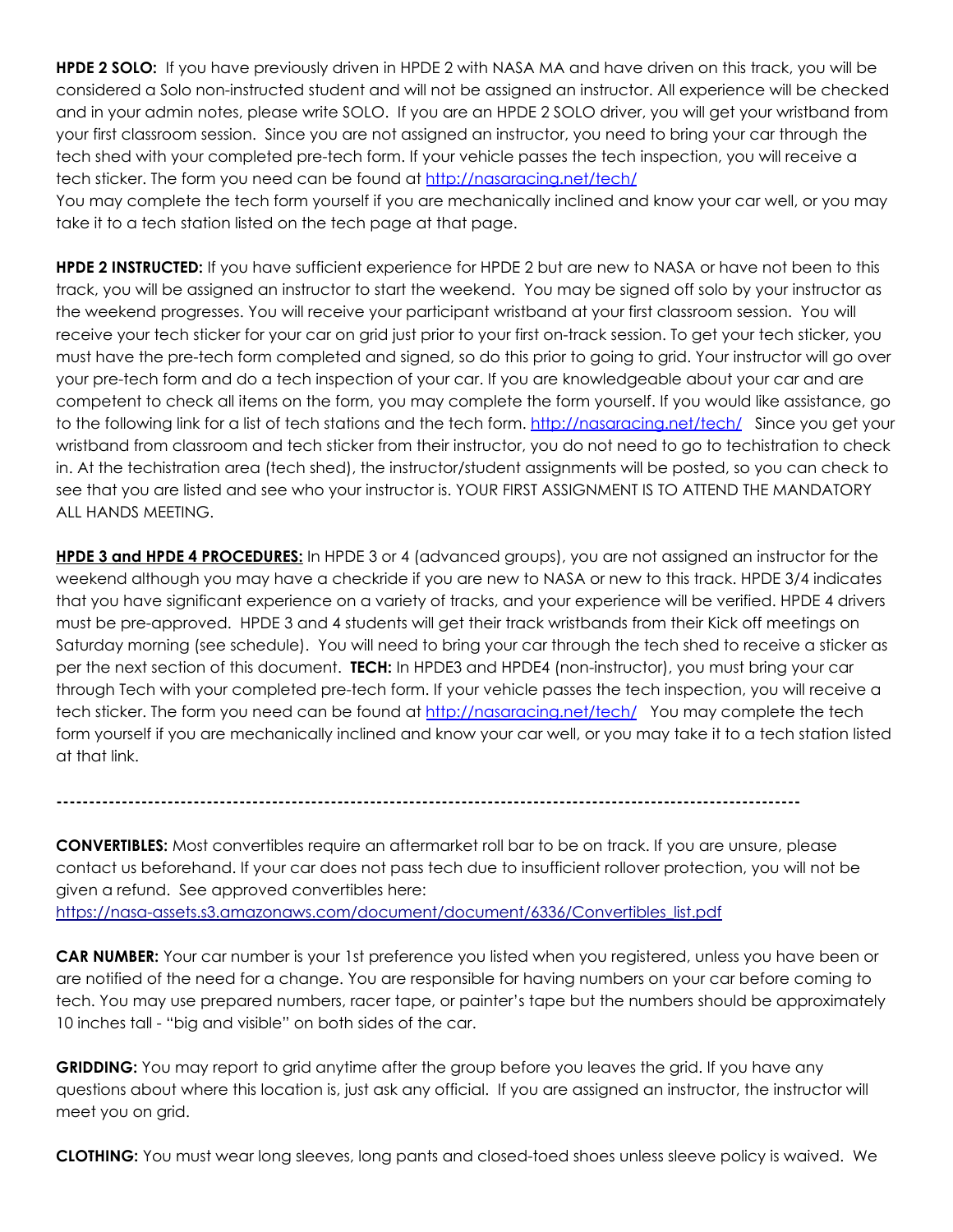**HPDE 2 SOLO:** If you have previously driven in HPDE 2 with NASA MA and have driven on this track, you will be considered a Solo non-instructed student and will not be assigned an instructor. All experience will be checked and in your admin notes, please write SOLO. If you are an HPDE 2 SOLO driver, you will get your wristband from your first classroom session. Since you are not assigned an instructor, you need to bring your car through the tech shed with your completed pre-tech form. If your vehicle passes the tech inspection, you will receive a tech sticker. The form you need can be found at [http://nasaracing.net/tech/](http://nasaracing.net/tech/)
You may complete the tech form yourself if you are mechanically inclined and know your car well, or you may take it to a tech station listed on the tech page at that page.

**HPDE 2 INSTRUCTED:** If you have sufficient experience for HPDE 2 but are new to NASA or have not been to this track, you will be assigned an instructor to start the weekend. You may be signed off solo by your instructor as the weekend progresses. You will receive your participant wristband at your first classroom session. You will receive your tech sticker for your car on grid just prior to your first on-track session. To get your tech sticker, you must have the pre-tech form completed and signed, so do this prior to going to grid. Your instructor will go over your pre-tech form and do a tech inspection of your car. If you are knowledgeable about your car and are competent to check all items on the form, you may complete the form yourself. If you would like assistance, go to the following link for a list of tech stations and the tech form. [http://nasaracing.net/tech/](http://nasaracing.net/tech/) Since you get your wristband from classroom and tech sticker from their instructor, you do not need to go to techistration to check in. At the techistration area (tech shed), the instructor/student assignments will be posted, so you can check to see that you are listed and see who your instructor is. YOUR FIRST ASSIGNMENT IS TO ATTEND THE MANDATORY ALL HANDS MEETING.

**<u>HPDE 3 and HPDE 4 PROCEDURES:</u>** In HPDE 3 or 4 (advanced groups), you are not assigned an instructor for the weekend although you may have a checkride if you are new to NASA or new to this track. HPDE 3/4 indicates that you have significant experience on a variety of tracks, and your experience will be verified. HPDE 4 drivers must be pre-approved. HPDE 3 and 4 students will get their track wristbands from their Kick off meetings on Saturday morning (see schedule). You will need to bring your car through the tech shed to receive a sticker as per the next section of this document. **TECH:** In HPDE3 and HPDE4 (non-instructor), you must bring your car through Tech with your completed pre-tech form. If your vehicle passes the tech inspection, you will receive a tech sticker. The form you need can be found at [http://nasaracing.net/tech/](http://nasaracing.net/tech/) You may complete the tech form yourself if you are mechanically inclined and know your car well, or you may take it to a tech station listed at that link.

---

**CONVERTIBLES:** Most convertibles require an aftermarket roll bar to be on track. If you are unsure, please contact us beforehand. If your car does not pass tech due to insufficient rollover protection, you will not be given a refund. See approved convertibles here:
[https://nasa-assets.s3.amazonaws.com/document/document/6336/Convertibles_list.pdf](https://nasa-assets.s3.amazonaws.com/document/document/6336/Convertibles_list.pdf)

**CAR NUMBER:** Your car number is your 1st preference you listed when you registered, unless you have been or are notified of the need for a change. You are responsible for having numbers on your car before coming to tech. You may use prepared numbers, racer tape, or painter's tape but the numbers should be approximately 10 inches tall - "big and visible" on both sides of the car.

**GRIDDING:** You may report to grid anytime after the group before you leaves the grid. If you have any questions about where this location is, just ask any official. If you are assigned an instructor, the instructor will meet you on grid.

**CLOTHING:** You must wear long sleeves, long pants and closed-toed shoes unless sleeve policy is waived. We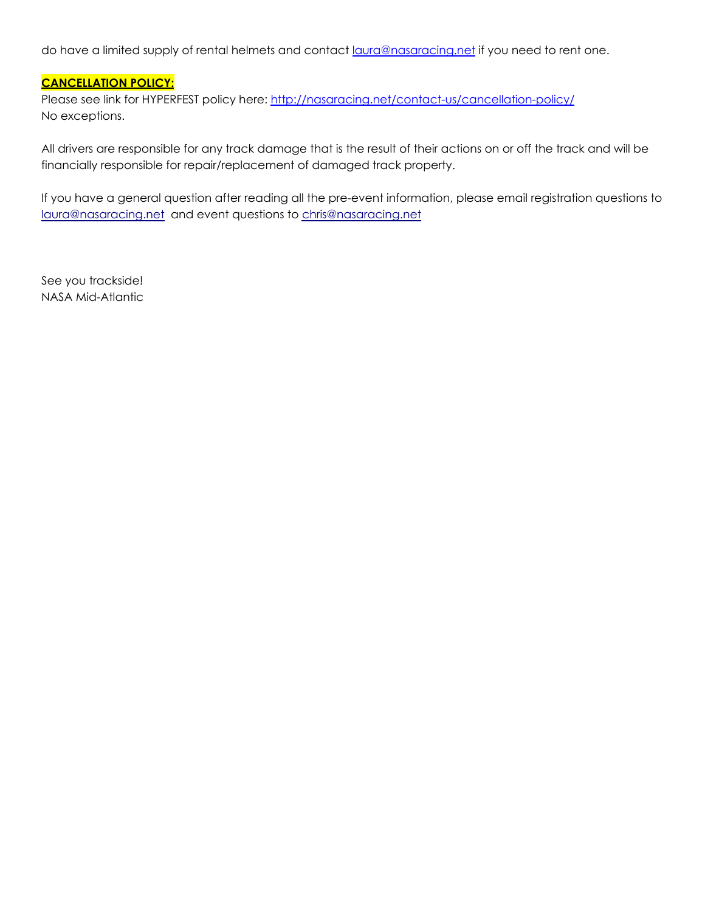do have a limited supply of rental helmets and contact laura@nasaracing.net if you need to rent one.

**CANCELLATION POLICY:**

Please see link for HYPERFEST policy here: http://nasaracing.net/contact-us/cancellation-policy/
No exceptions.

All drivers are responsible for any track damage that is the result of their actions on or off the track and will be financially responsible for repair/replacement of damaged track property.

If you have a general question after reading all the pre-event information, please email registration questions to laura@nasaracing.net and event questions to chris@nasaracing.net

See you trackside!
NASA Mid-Atlantic